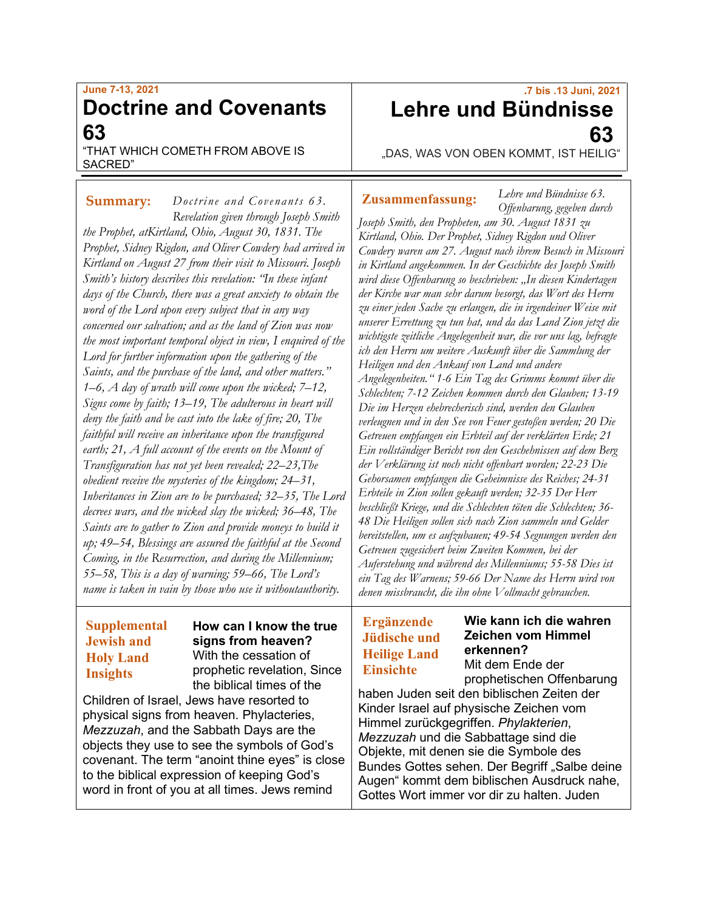June 7-13, 2021

# Doctrine and Covenants 63

"THAT WHICH COMETH FROM ABOVE IS SACRED"

.7 bis .13 Juni, 2021

# Lehre und Bündnisse 63

„DAS, WAS VON OBEN KOMMT, IST HEILIG"

**Summary:** *Doctrine and Covenants 63. Revelation given through Joseph Smith the Prophet, atKirtland, Ohio, August 30, 1831. The Prophet, Sidney Rigdon, and Oliver Cowdery had arrived in Kirtland on August 27 from their visit to Missouri. Joseph Smith's history describes this revelation: "In these infant days of the Church, there was a great anxiety to obtain the word of the Lord upon every subject that in any way concerned our salvation; and as the land of Zion was now the most important temporal object in view, I enquired of the Lord for further information upon the gathering of the Saints, and the purchase of the land, and other matters." 1–6, A day of wrath will come upon the wicked; 7–12, Signs come by faith; 13–19, The adulterous in heart will deny the faith and be cast into the lake of fire; 20, The faithful will receive an inheritance upon the transfigured earth; 21, A full account of the events on the Mount of Transfiguration has not yet been revealed; 22–23,The obedient receive the mysteries of the kingdom; 24–31, Inheritances in Zion are to be purchased; 32–35, The Lord decrees wars, and the wicked slay the wicked; 36–48, The Saints are to gather to Zion and provide moneys to build it up; 49–54, Blessings are assured the faithful at the Second Coming, in the Resurrection, and during the Millennium; 55–58, This is a day of warning; 59–66, The Lord's name is taken in vain by those who use it withoutauthority.*

**Zusammenfassung:** *Lehre und Bündnisse 63. Offenbarung, gegeben durch Joseph Smith, den Propheten, am 30. August 1831 zu Kirtland, Ohio. Der Prophet, Sidney Rigdon und Oliver Cowdery waren am 27. August nach ihrem Besuch in Missouri in Kirtland angekommen. In der Geschichte des Joseph Smith wird diese Offenbarung so beschrieben: „In diesen Kindertagen der Kirche war man sehr darum besorgt, das Wort des Herrn zu einer jeden Sache zu erlangen, die in irgendeiner Weise mit unserer Errettung zu tun hat, und da das Land Zion jetzt die wichtigste zeitliche Angelegenheit war, die vor uns lag, befragte ich den Herrn um weitere Auskunft über die Sammlung der Heiligen und den Ankauf von Land und andere Angelegenheiten." 1-6 Ein Tag des Grimms kommt über die Schlechten; 7-12 Zeichen kommen durch den Glauben; 13-19 Die im Herzen ehebrecherisch sind, werden den Glauben verleugnen und in den See von Feuer gestoßen werden; 20 Die Getreuen empfangen ein Erbteil auf der verklärten Erde; 21 Ein vollständiger Bericht von den Geschehnissen auf dem Berg der Verklärung ist noch nicht offenbart worden; 22-23 Die Gehorsamen empfangen die Geheimnisse des Reiches; 24-31 Erbteile in Zion sollen gekauft werden; 32-35 Der Herr beschließt Kriege, und die Schlechten töten die Schlechten; 36-48 Die Heiligen sollen sich nach Zion sammeln und Gelder bereitstellen, um es aufzubauen; 49-54 Segnungen werden den Getreuen zugesichert beim Zweiten Kommen, bei der Auferstehung und während des Millenniums; 55-58 Dies ist ein Tag des Warnens; 59-66 Der Name des Herrn wird von denen missbraucht, die ihn ohne Vollmacht gebrauchen.*

**Supplemental Jewish and Holy Land Insights**

**How can I know the true signs from heaven?**
With the cessation of prophetic revelation, Since the biblical times of the Children of Israel, Jews have resorted to physical signs from heaven. Phylacteries, *Mezzuzah*, and the Sabbath Days are the objects they use to see the symbols of God's covenant. The term "anoint thine eyes" is close to the biblical expression of keeping God's word in front of you at all times. Jews remind

**Ergänzende Jüdische und Heilige Land Einsichte**

**Wie kann ich die wahren Zeichen vom Himmel erkennen?**
Mit dem Ende der prophetischen Offenbarung haben Juden seit den biblischen Zeiten der Kinder Israel auf physische Zeichen vom Himmel zurückgegriffen. *Phylakterien*, *Mezzuzah* und die Sabbattage sind die Objekte, mit denen sie die Symbole des Bundes Gottes sehen. Der Begriff „Salbe deine Augen" kommt dem biblischen Ausdruck nahe, Gottes Wort immer vor dir zu halten. Juden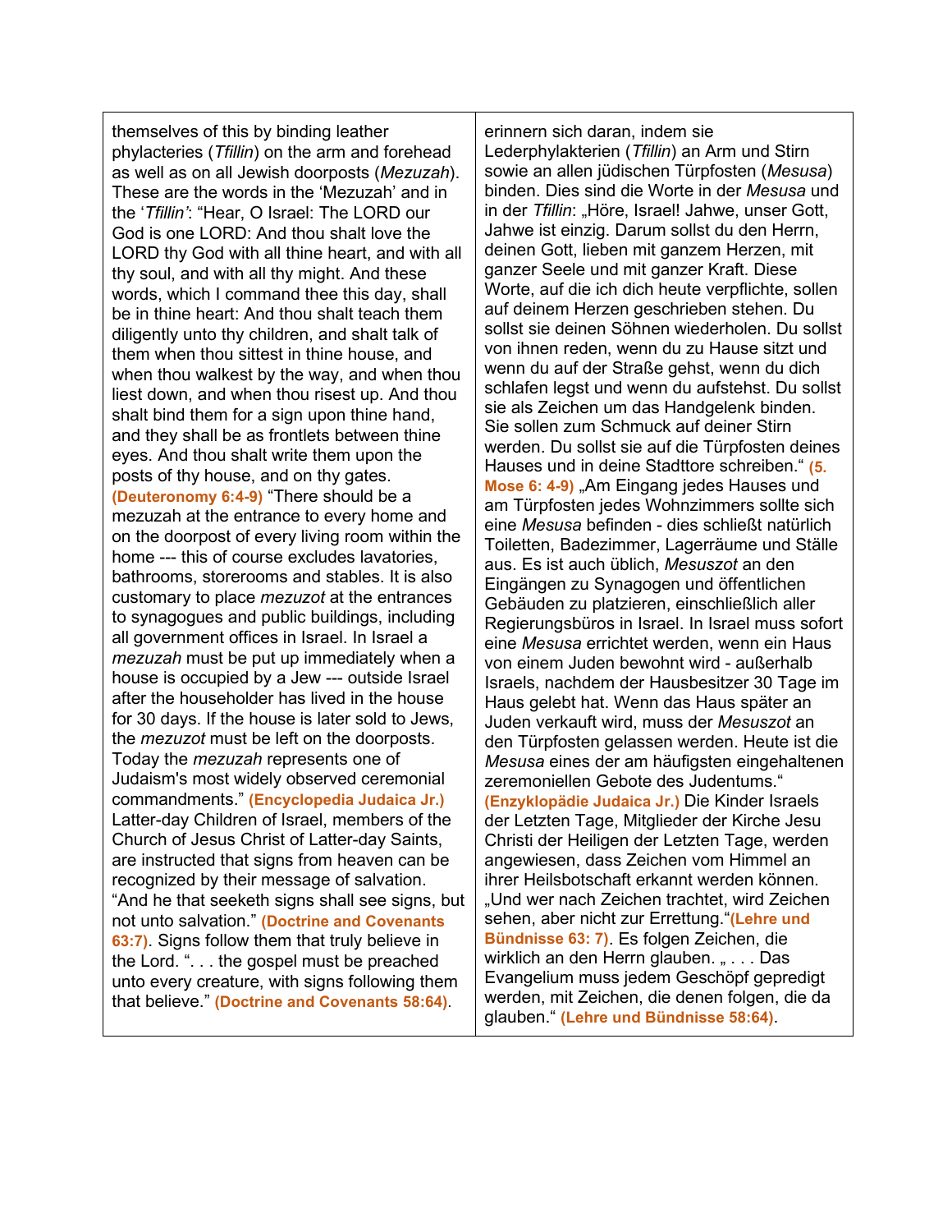| | |
|---|---|
| themselves of this by binding leather phylacteries (*Tfillin*) on the arm and forehead as well as on all Jewish doorposts (*Mezuzah*). These are the words in the 'Mezuzah' and in the '*Tfillin'*: "Hear, O Israel: The LORD our God is one LORD: And thou shalt love the LORD thy God with all thine heart, and with all thy soul, and with all thy might. And these words, which I command thee this day, shall be in thine heart: And thou shalt teach them diligently unto thy children, and shalt talk of them when thou sittest in thine house, and when thou walkest by the way, and when thou liest down, and when thou risest up. And thou shalt bind them for a sign upon thine hand, and they shall be as frontlets between thine eyes. And thou shalt write them upon the posts of thy house, and on thy gates. **(Deuteronomy 6:4-9)** "There should be a mezuzah at the entrance to every home and on the doorpost of every living room within the home --- this of course excludes lavatories, bathrooms, storerooms and stables. It is also customary to place *mezuzot* at the entrances to synagogues and public buildings, including all government offices in Israel. In Israel a *mezuzah* must be put up immediately when a house is occupied by a Jew --- outside Israel after the householder has lived in the house for 30 days. If the house is later sold to Jews, the *mezuzot* must be left on the doorposts. Today the *mezuzah* represents one of Judaism's most widely observed ceremonial commandments." **(Encyclopedia Judaica Jr.)** Latter-day Children of Israel, members of the Church of Jesus Christ of Latter-day Saints, are instructed that signs from heaven can be recognized by their message of salvation. "And he that seeketh signs shall see signs, but not unto salvation." **(Doctrine and Covenants 63:7)**. Signs follow them that truly believe in the Lord. ". . . the gospel must be preached unto every creature, with signs following them that believe." **(Doctrine and Covenants 58:64)**. | erinnern sich daran, indem sie Lederphylakterien (*Tfillin*) an Arm und Stirn sowie an allen jüdischen Türpfosten (*Mesusa*) binden. Dies sind die Worte in der *Mesusa* und in der *Tfillin*: „Höre, Israel! Jahwe, unser Gott, Jahwe ist einzig. Darum sollst du den Herrn, deinen Gott, lieben mit ganzem Herzen, mit ganzer Seele und mit ganzer Kraft. Diese Worte, auf die ich dich heute verpflichte, sollen auf deinem Herzen geschrieben stehen. Du sollst sie deinen Söhnen wiederholen. Du sollst von ihnen reden, wenn du zu Hause sitzt und wenn du auf der Straße gehst, wenn du dich schlafen legst und wenn du aufstehst. Du sollst sie als Zeichen um das Handgelenk binden. Sie sollen zum Schmuck auf deiner Stirn werden. Du sollst sie auf die Türpfosten deines Hauses und in deine Stadttore schreiben." **(5. Mose 6: 4-9)** „Am Eingang jedes Hauses und am Türpfosten jedes Wohnzimmers sollte sich eine *Mesusa* befinden - dies schließt natürlich Toiletten, Badezimmer, Lagerräume und Ställe aus. Es ist auch üblich, *Mesuszot* an den Eingängen zu Synagogen und öffentlichen Gebäuden zu platzieren, einschließlich aller Regierungsbüros in Israel. In Israel muss sofort eine *Mesusa* errichtet werden, wenn ein Haus von einem Juden bewohnt wird - außerhalb Israels, nachdem der Hausbesitzer 30 Tage im Haus gelebt hat. Wenn das Haus später an Juden verkauft wird, muss der *Mesuszot* an den Türpfosten gelassen werden. Heute ist die *Mesusa* eines der am häufigsten eingehaltenen zeremoniellen Gebote des Judentums." **(Enzyklopädie Judaica Jr.)** Die Kinder Israels der Letzten Tage, Mitglieder der Kirche Jesu Christi der Heiligen der Letzten Tage, werden angewiesen, dass Zeichen vom Himmel an ihrer Heilsbotschaft erkannt werden können. „Und wer nach Zeichen trachtet, wird Zeichen sehen, aber nicht zur Errettung."**(Lehre und Bündnisse 63: 7)**. Es folgen Zeichen, die wirklich an den Herrn glauben. „ . . . Das Evangelium muss jedem Geschöpf gepredigt werden, mit Zeichen, die denen folgen, die da glauben." **(Lehre und Bündnisse 58:64)**. |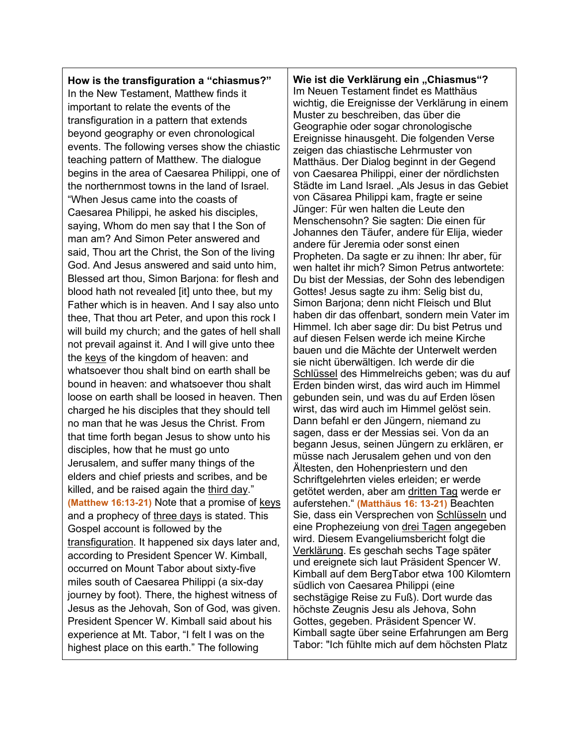| **How is the transfiguration a "chiasmus?"** In the New Testament, Matthew finds it important to relate the events of the transfiguration in a pattern that extends beyond geography or even chronological events. The following verses show the chiastic teaching pattern of Matthew. The dialogue begins in the area of Caesarea Philippi, one of the northernmost towns in the land of Israel. "When Jesus came into the coasts of Caesarea Philippi, he asked his disciples, saying, Whom do men say that I the Son of man am? And Simon Peter answered and said, Thou art the Christ, the Son of the living God. And Jesus answered and said unto him, Blessed art thou, Simon Barjona: for flesh and blood hath not revealed [it] unto thee, but my Father which is in heaven. And I say also unto thee, That thou art Peter, and upon this rock I will build my church; and the gates of hell shall not prevail against it. And I will give unto thee the <u>keys</u> of the kingdom of heaven: and whatsoever thou shalt bind on earth shall be bound in heaven: and whatsoever thou shalt loose on earth shall be loosed in heaven. Then charged he his disciples that they should tell no man that he was Jesus the Christ. From that time forth began Jesus to show unto his disciples, how that he must go unto Jerusalem, and suffer many things of the elders and chief priests and scribes, and be killed, and be raised again the <u>third day</u>." **(Matthew 16:13-21)** Note that a promise of <u>keys</u> and a prophecy of <u>three days</u> is stated. This Gospel account is followed by the <u>transfiguration</u>. It happened six days later and, according to President Spencer W. Kimball, occurred on Mount Tabor about sixty-five miles south of Caesarea Philippi (a six-day journey by foot). There, the highest witness of Jesus as the Jehovah, Son of God, was given. President Spencer W. Kimball said about his experience at Mt. Tabor, "I felt I was on the highest place on this earth." The following | **Wie ist die Verklärung ein „Chiasmus"?** Im Neuen Testament findet es Matthäus wichtig, die Ereignisse der Verklärung in einem Muster zu beschreiben, das über die Geographie oder sogar chronologische Ereignisse hinausgeht. Die folgenden Verse zeigen das chiastische Lehrmuster von Matthäus. Der Dialog beginnt in der Gegend von Caesarea Philippi, einer der nördlichsten Städte im Land Israel. „Als Jesus in das Gebiet von Cäsarea Philippi kam, fragte er seine Jünger: Für wen halten die Leute den Menschensohn? Sie sagten: Die einen für Johannes den Täufer, andere für Elija, wieder andere für Jeremia oder sonst einen Propheten. Da sagte er zu ihnen: Ihr aber, für wen haltet ihr mich? Simon Petrus antwortete: Du bist der Messias, der Sohn des lebendigen Gottes! Jesus sagte zu ihm: Selig bist du, Simon Barjona; denn nicht Fleisch und Blut haben dir das offenbart, sondern mein Vater im Himmel. Ich aber sage dir: Du bist Petrus und auf diesen Felsen werde ich meine Kirche bauen und die Mächte der Unterwelt werden sie nicht überwältigen. Ich werde dir die <u>Schlüssel</u> des Himmelreichs geben; was du auf Erden binden wirst, das wird auch im Himmel gebunden sein, und was du auf Erden lösen wirst, das wird auch im Himmel gelöst sein. Dann befahl er den Jüngern, niemand zu sagen, dass er der Messias sei. Von da an begann Jesus, seinen Jüngern zu erklären, er müsse nach Jerusalem gehen und von den Ältesten, den Hohenpriestern und den Schriftgelehrten vieles erleiden; er werde getötet werden, aber am <u>dritten Tag</u> werde er auferstehen." **(Matthäus 16: 13-21)** Beachten Sie, dass ein Versprechen von <u>Schlüsseln</u> und eine Prophezeiung von <u>drei Tagen</u> angegeben wird. Diesem Evangeliumsbericht folgt die <u>Verklärung</u>. Es geschah sechs Tage später und ereignete sich laut Präsident Spencer W. Kimball auf dem BergTabor etwa 100 Kilomtern südlich von Caesarea Philippi (eine sechstägige Reise zu Fuß). Dort wurde das höchste Zeugnis Jesu als Jehova, Sohn Gottes, gegeben. Präsident Spencer W. Kimball sagte über seine Erfahrungen am Berg Tabor: "Ich fühlte mich auf dem höchsten Platz |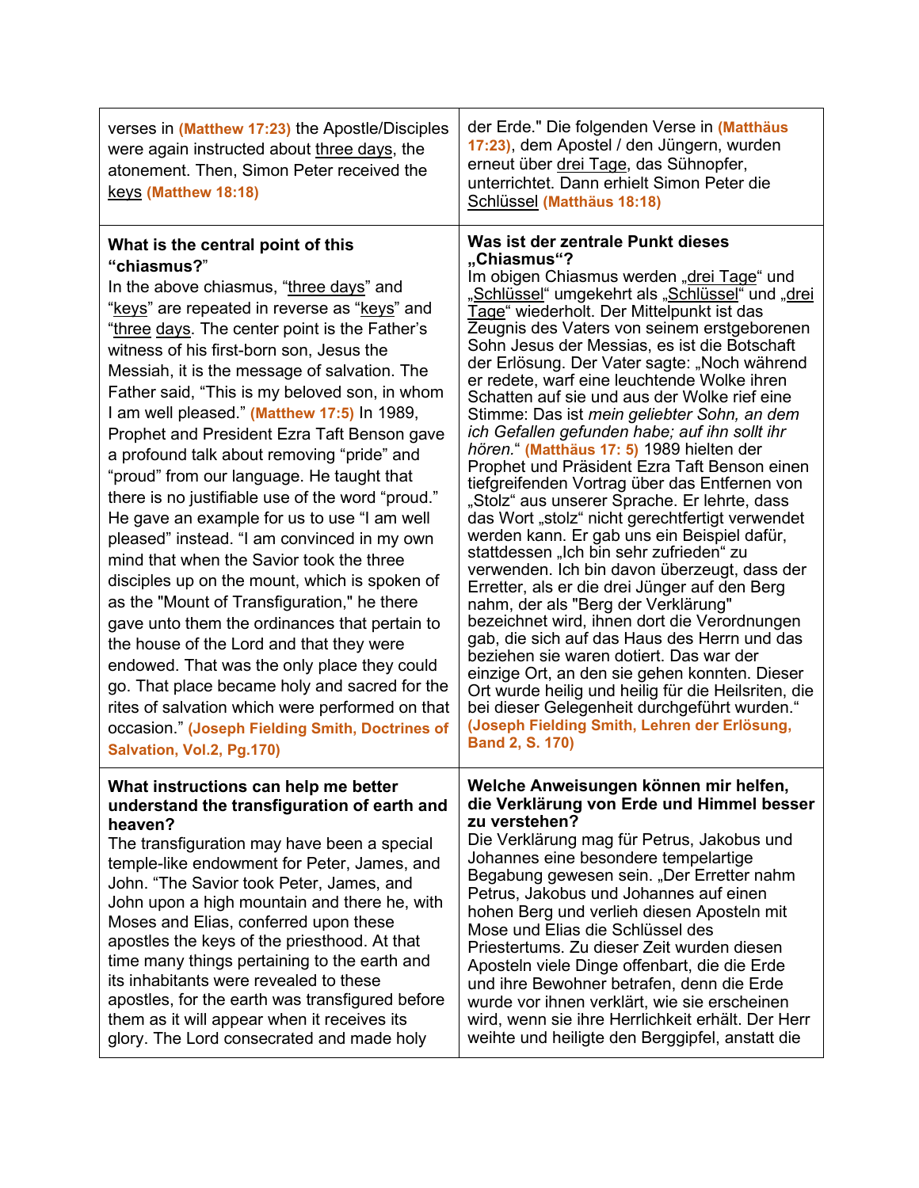| | |
|---|---|
| verses in **(Matthew 17:23)** the Apostle/Disciples were again instructed about three days, the atonement. Then, Simon Peter received the keys **(Matthew 18:18)** | der Erde." Die folgenden Verse in **(Matthäus 17:23)**, dem Apostel / den Jüngern, wurden erneut über drei Tage, das Sühnopfer, unterrichtet. Dann erhielt Simon Peter die Schlüssel **(Matthäus 18:18)** |
| **What is the central point of this "chiasmus?"** In the above chiasmus, "three days" and "keys" are repeated in reverse as "keys" and "three days. The center point is the Father's witness of his first-born son, Jesus the Messiah, it is the message of salvation. The Father said, "This is my beloved son, in whom I am well pleased." **(Matthew 17:5)** In 1989, Prophet and President Ezra Taft Benson gave a profound talk about removing "pride" and "proud" from our language. He taught that there is no justifiable use of the word "proud." He gave an example for us to use "I am well pleased" instead. "I am convinced in my own mind that when the Savior took the three disciples up on the mount, which is spoken of as the "Mount of Transfiguration," he there gave unto them the ordinances that pertain to the house of the Lord and that they were endowed. That was the only place they could go. That place became holy and sacred for the rites of salvation which were performed on that occasion." **(Joseph Fielding Smith, Doctrines of Salvation, Vol.2, Pg.170)** | **Was ist der zentrale Punkt dieses „Chiasmus"?** Im obigen Chiasmus werden „drei Tage" und „Schlüssel" umgekehrt als „Schlüssel" und „drei Tage" wiederholt. Der Mittelpunkt ist das Zeugnis des Vaters von seinem erstgeborenen Sohn Jesus der Messias, es ist die Botschaft der Erlösung. Der Vater sagte: „Noch während er redete, warf eine leuchtende Wolke ihren Schatten auf sie und aus der Wolke rief eine Stimme: Das ist *mein geliebter Sohn, an dem ich Gefallen gefunden habe; auf ihn sollt ihr hören.*" **(Matthäus 17: 5)** 1989 hielten der Prophet und Präsident Ezra Taft Benson einen tiefgreifenden Vortrag über das Entfernen von „Stolz" aus unserer Sprache. Er lehrte, dass das Wort „stolz" nicht gerechtfertigt verwendet werden kann. Er gab uns ein Beispiel dafür, stattdessen „Ich bin sehr zufrieden" zu verwenden. Ich bin davon überzeugt, dass der Erretter, als er die drei Jünger auf den Berg nahm, der als "Berg der Verklärung" bezeichnet wird, ihnen dort die Verordnungen gab, die sich auf das Haus des Herrn und das beziehen sie waren dotiert. Das war der einzige Ort, an den sie gehen konnten. Dieser Ort wurde heilig und heilig für die Heilsriten, die bei dieser Gelegenheit durchgeführt wurden." **(Joseph Fielding Smith, Lehren der Erlösung, Band 2, S. 170)** |
| **What instructions can help me better understand the transfiguration of earth and heaven?** The transfiguration may have been a special temple-like endowment for Peter, James, and John. "The Savior took Peter, James, and John upon a high mountain and there he, with Moses and Elias, conferred upon these apostles the keys of the priesthood. At that time many things pertaining to the earth and its inhabitants were revealed to these apostles, for the earth was transfigured before them as it will appear when it receives its glory. The Lord consecrated and made holy | **Welche Anweisungen können mir helfen, die Verklärung von Erde und Himmel besser zu verstehen?** Die Verklärung mag für Petrus, Jakobus und Johannes eine besondere tempelartige Begabung gewesen sein. „Der Erretter nahm Petrus, Jakobus und Johannes auf einen hohen Berg und verlieh diesen Aposteln mit Mose und Elias die Schlüssel des Priestertums. Zu dieser Zeit wurden diesen Aposteln viele Dinge offenbart, die die Erde und ihre Bewohner betrafen, denn die Erde wurde vor ihnen verklärt, wie sie erscheinen wird, wenn sie ihre Herrlichkeit erhält. Der Herr weihte und heiligte den Berggipfel, anstatt die |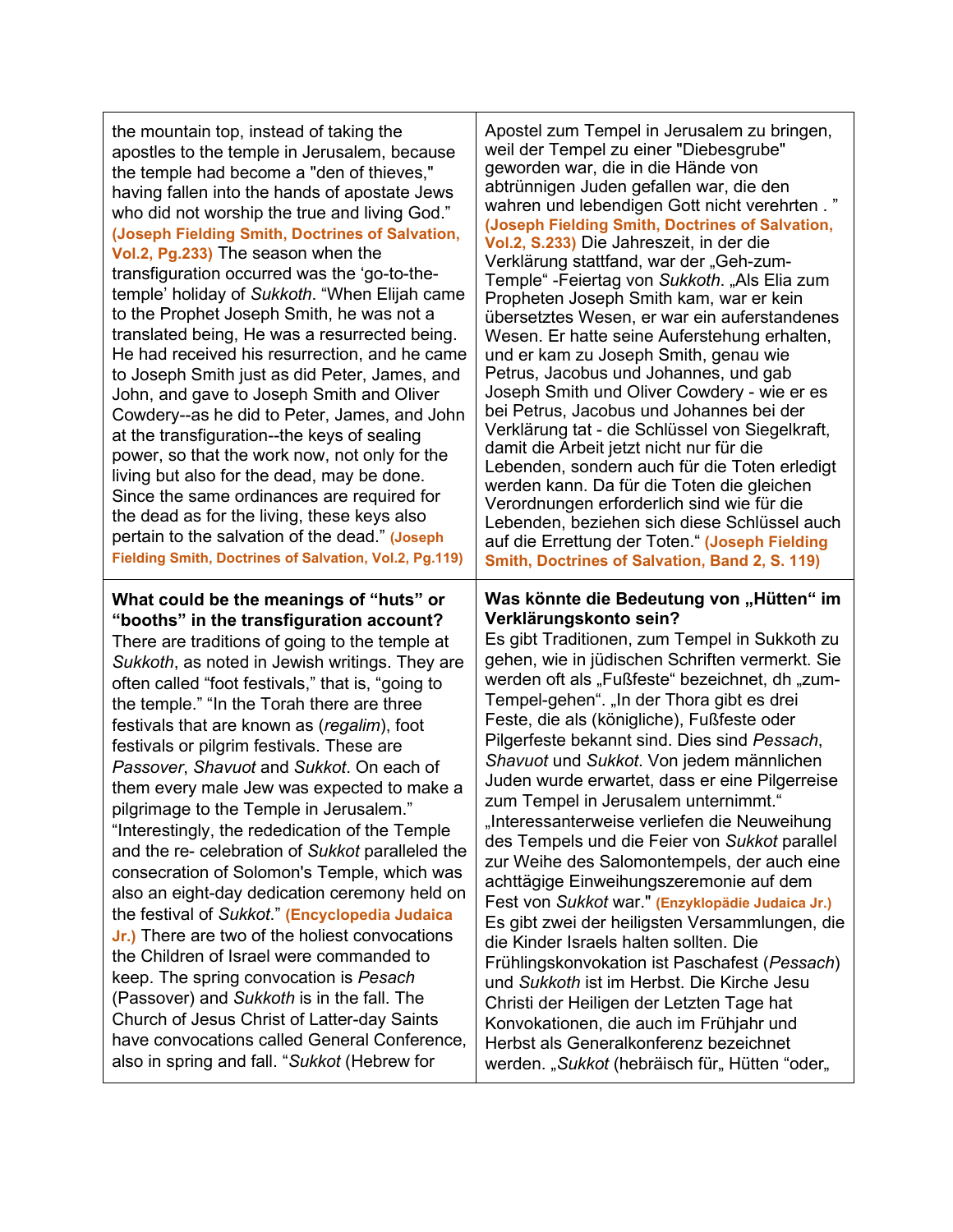| | |
|---|---|
| the mountain top, instead of taking the apostles to the temple in Jerusalem, because the temple had become a "den of thieves," having fallen into the hands of apostate Jews who did not worship the true and living God." **(Joseph Fielding Smith, Doctrines of Salvation, Vol.2, Pg.233)** The season when the transfiguration occurred was the 'go-to-the-temple' holiday of *Sukkoth*. "When Elijah came to the Prophet Joseph Smith, he was not a translated being, He was a resurrected being. He had received his resurrection, and he came to Joseph Smith just as did Peter, James, and John, and gave to Joseph Smith and Oliver Cowdery--as he did to Peter, James, and John at the transfiguration--the keys of sealing power, so that the work now, not only for the living but also for the dead, may be done. Since the same ordinances are required for the dead as for the living, these keys also pertain to the salvation of the dead." **(Joseph Fielding Smith, Doctrines of Salvation, Vol.2, Pg.119)** | Apostel zum Tempel in Jerusalem zu bringen, weil der Tempel zu einer "Diebesgrube" geworden war, die in die Hände von abtrünnigen Juden gefallen war, die den wahren und lebendigen Gott nicht verehrten . " **(Joseph Fielding Smith, Doctrines of Salvation, Vol.2, S.233)** Die Jahreszeit, in der die Verklärung stattfand, war der „Geh-zum-Temple" -Feiertag von *Sukkoth*. „Als Elia zum Propheten Joseph Smith kam, war er kein übersetztes Wesen, er war ein auferstandenes Wesen. Er hatte seine Auferstehung erhalten, und er kam zu Joseph Smith, genau wie Petrus, Jacobus und Johannes, und gab Joseph Smith und Oliver Cowdery - wie er es bei Petrus, Jacobus und Johannes bei der Verklärung tat - die Schlüssel von Siegelkraft, damit die Arbeit jetzt nicht nur für die Lebenden, sondern auch für die Toten erledigt werden kann. Da für die Toten die gleichen Verordnungen erforderlich sind wie für die Lebenden, beziehen sich diese Schlüssel auch auf die Errettung der Toten." **(Joseph Fielding Smith, Doctrines of Salvation, Band 2, S. 119)** |
| **What could be the meanings of "huts" or "booths" in the transfiguration account?** There are traditions of going to the temple at *Sukkoth*, as noted in Jewish writings. They are often called "foot festivals," that is, "going to the temple." "In the Torah there are three festivals that are known as (*regalim*), foot festivals or pilgrim festivals. These are *Passover*, *Shavuot* and *Sukkot*. On each of them every male Jew was expected to make a pilgrimage to the Temple in Jerusalem." "Interestingly, the rededication of the Temple and the re- celebration of *Sukkot* paralleled the consecration of Solomon's Temple, which was also an eight-day dedication ceremony held on the festival of *Sukkot*." **(Encyclopedia Judaica Jr.)** There are two of the holiest convocations the Children of Israel were commanded to keep. The spring convocation is *Pesach* (Passover) and *Sukkoth* is in the fall. The Church of Jesus Christ of Latter-day Saints have convocations called General Conference, also in spring and fall. "*Sukkot* (Hebrew for | **Was könnte die Bedeutung von „Hütten" im Verklärungskonto sein?** Es gibt Traditionen, zum Tempel in Sukkoth zu gehen, wie in jüdischen Schriften vermerkt. Sie werden oft als „Fußfeste" bezeichnet, dh „zum-Tempel-gehen". „In der Thora gibt es drei Feste, die als (königliche), Fußfeste oder Pilgerfeste bekannt sind. Dies sind *Pessach*, *Shavuot* und *Sukkot*. Von jedem männlichen Juden wurde erwartet, dass er eine Pilgerreise zum Tempel in Jerusalem unternimmt." „Interessanterweise verliefen die Neuweihung des Tempels und die Feier von *Sukkot* parallel zur Weihe des Salomontempels, der auch eine achttägige Einweihungszeremonie auf dem Fest von *Sukkot* war." **(Enzyklopädie Judaica Jr.)** Es gibt zwei der heiligsten Versammlungen, die die Kinder Israels halten sollten. Die Frühlingskonvokation ist Paschafest (*Pessach*) und *Sukkoth* ist im Herbst. Die Kirche Jesu Christi der Heiligen der Letzten Tage hat Konvokationen, die auch im Frühjahr und Herbst als Generalkonferenz bezeichnet werden. „*Sukkot* (hebräisch für„ Hütten "oder„ |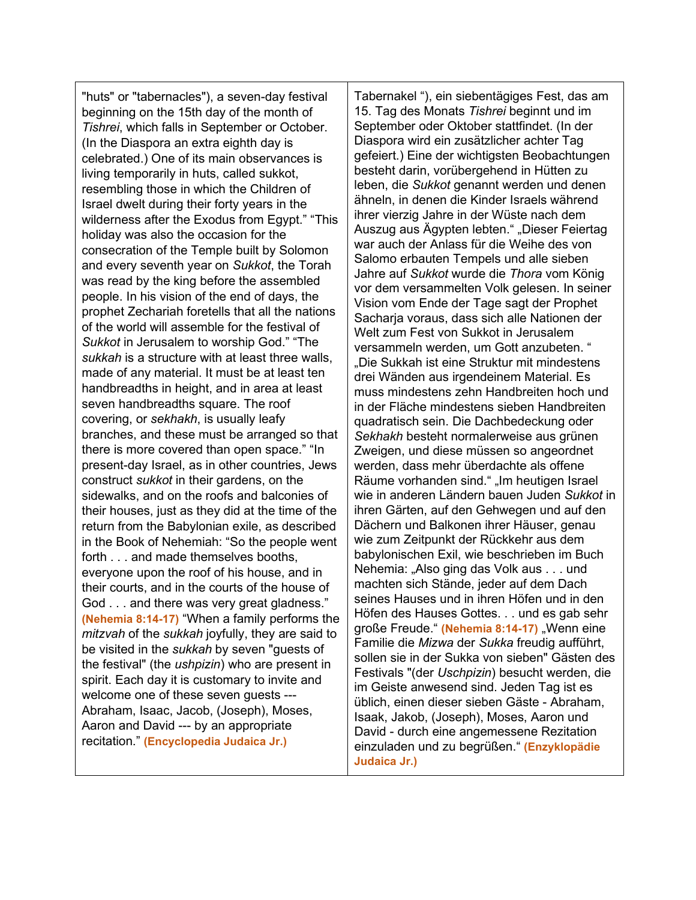| | |
|---|---|
| "huts" or "tabernacles"), a seven-day festival beginning on the 15th day of the month of *Tishrei*, which falls in September or October. (In the Diaspora an extra eighth day is celebrated.) One of its main observances is living temporarily in huts, called sukkot, resembling those in which the Children of Israel dwelt during their forty years in the wilderness after the Exodus from Egypt." "This holiday was also the occasion for the consecration of the Temple built by Solomon and every seventh year on *Sukkot*, the Torah was read by the king before the assembled people. In his vision of the end of days, the prophet Zechariah foretells that all the nations of the world will assemble for the festival of *Sukkot* in Jerusalem to worship God." "The *sukkah* is a structure with at least three walls, made of any material. It must be at least ten handbreadths in height, and in area at least seven handbreadths square. The roof covering, or *sekhakh*, is usually leafy branches, and these must be arranged so that there is more covered than open space." "In present-day Israel, as in other countries, Jews construct *sukkot* in their gardens, on the sidewalks, and on the roofs and balconies of their houses, just as they did at the time of the return from the Babylonian exile, as described in the Book of Nehemiah: "So the people went forth . . . and made themselves booths, everyone upon the roof of his house, and in their courts, and in the courts of the house of God . . . and there was very great gladness." **(Nehemia 8:14-17)** "When a family performs the *mitzvah* of the *sukkah* joyfully, they are said to be visited in the *sukkah* by seven "guests of the festival" (the *ushpizin*) who are present in spirit. Each day it is customary to invite and welcome one of these seven guests --- Abraham, Isaac, Jacob, (Joseph), Moses, Aaron and David --- by an appropriate recitation." **(Encyclopedia Judaica Jr.)** | Tabernakel "), ein siebentägiges Fest, das am 15. Tag des Monats *Tishrei* beginnt und im September oder Oktober stattfindet. (In der Diaspora wird ein zusätzlicher achter Tag gefeiert.) Eine der wichtigsten Beobachtungen besteht darin, vorübergehend in Hütten zu leben, die *Sukkot* genannt werden und denen ähneln, in denen die Kinder Israels während ihrer vierzig Jahre in der Wüste nach dem Auszug aus Ägypten lebten." „Dieser Feiertag war auch der Anlass für die Weihe des von Salomo erbauten Tempels und alle sieben Jahre auf *Sukkot* wurde die *Thora* vom König vor dem versammelten Volk gelesen. In seiner Vision vom Ende der Tage sagt der Prophet Sacharja voraus, dass sich alle Nationen der Welt zum Fest von Sukkot in Jerusalem versammeln werden, um Gott anzubeten. " „Die Sukkah ist eine Struktur mit mindestens drei Wänden aus irgendeinem Material. Es muss mindestens zehn Handbreiten hoch und in der Fläche mindestens sieben Handbreiten quadratisch sein. Die Dachbedeckung oder *Sekhakh* besteht normalerweise aus grünen Zweigen, und diese müssen so angeordnet werden, dass mehr überdachte als offene Räume vorhanden sind." „Im heutigen Israel wie in anderen Ländern bauen Juden *Sukkot* in ihren Gärten, auf den Gehwegen und auf den Dächern und Balkonen ihrer Häuser, genau wie zum Zeitpunkt der Rückkehr aus dem babylonischen Exil, wie beschrieben im Buch Nehemia: „Also ging das Volk aus . . . und machten sich Stände, jeder auf dem Dach seines Hauses und in ihren Höfen und in den Höfen des Hauses Gottes. . . und es gab sehr große Freude." **(Nehemia 8:14-17)** „Wenn eine Familie die *Mizwa* der *Sukka* freudig aufführt, sollen sie in der Sukka von sieben" Gästen des Festivals "(der *Uschpizin*) besucht werden, die im Geiste anwesend sind. Jeden Tag ist es üblich, einen dieser sieben Gäste - Abraham, Isaak, Jakob, (Joseph), Moses, Aaron und David - durch eine angemessene Rezitation einzuladen und zu begrüßen." **(Enzyklopädie Judaica Jr.)** |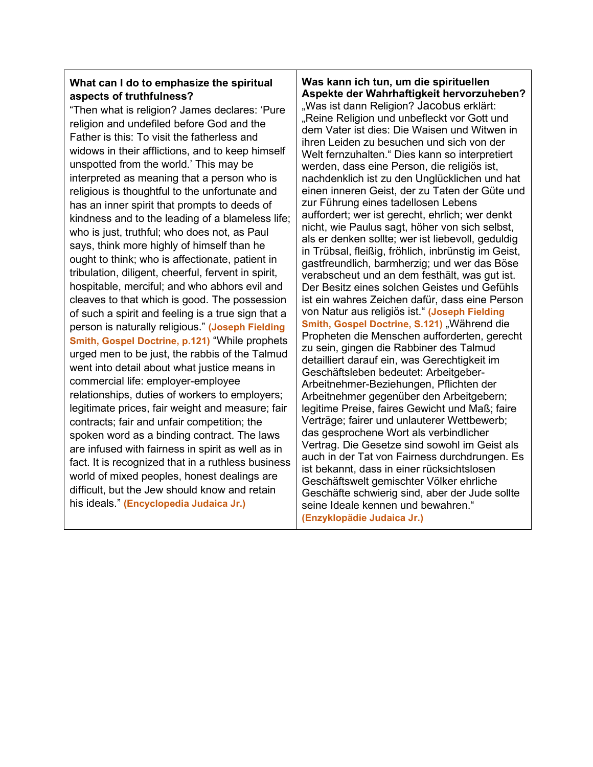| | |
|---|---|
| **What can I do to emphasize the spiritual aspects of truthfulness?**<br>“Then what is religion? James declares: ‘Pure religion and undefiled before God and the Father is this: To visit the fatherless and widows in their afflictions, and to keep himself unspotted from the world.’ This may be interpreted as meaning that a person who is religious is thoughtful to the unfortunate and has an inner spirit that prompts to deeds of kindness and to the leading of a blameless life; who is just, truthful; who does not, as Paul says, think more highly of himself than he ought to think; who is affectionate, patient in tribulation, diligent, cheerful, fervent in spirit, hospitable, merciful; and who abhors evil and cleaves to that which is good. The possession of such a spirit and feeling is a true sign that a person is naturally religious.” **(Joseph Fielding Smith, Gospel Doctrine, p.121)** “While prophets urged men to be just, the rabbis of the Talmud went into detail about what justice means in commercial life: employer-employee relationships, duties of workers to employers; legitimate prices, fair weight and measure; fair contracts; fair and unfair competition; the spoken word as a binding contract. The laws are infused with fairness in spirit as well as in fact. It is recognized that in a ruthless business world of mixed peoples, honest dealings are difficult, but the Jew should know and retain his ideals.” **(Encyclopedia Judaica Jr.)** | **Was kann ich tun, um die spirituellen Aspekte der Wahrhaftigkeit hervorzuheben?**<br>„Was ist dann Religion? Jacobus erklärt: „Reine Religion und unbefleckt vor Gott und dem Vater ist dies: Die Waisen und Witwen in ihren Leiden zu besuchen und sich von der Welt fernzuhalten.“ Dies kann so interpretiert werden, dass eine Person, die religiös ist, nachdenklich ist zu den Unglücklichen und hat einen inneren Geist, der zu Taten der Güte und zur Führung eines tadellosen Lebens auffordert; wer ist gerecht, ehrlich; wer denkt nicht, wie Paulus sagt, höher von sich selbst, als er denken sollte; wer ist liebevoll, geduldig in Trübsal, fleißig, fröhlich, inbrünstig im Geist, gastfreundlich, barmherzig; und wer das Böse verabscheut und an dem festhält, was gut ist. Der Besitz eines solchen Geistes und Gefühls ist ein wahres Zeichen dafür, dass eine Person von Natur aus religiös ist.“ **(Joseph Fielding Smith, Gospel Doctrine, S.121)** „Während die Propheten die Menschen aufforderten, gerecht zu sein, gingen die Rabbiner des Talmud detailliert darauf ein, was Gerechtigkeit im Geschäftsleben bedeutet: Arbeitgeber-Arbeitnehmer-Beziehungen, Pflichten der Arbeitnehmer gegenüber den Arbeitgebern; legitime Preise, faires Gewicht und Maß; faire Verträge; fairer und unlauterer Wettbewerb; das gesprochene Wort als verbindlicher Vertrag. Die Gesetze sind sowohl im Geist als auch in der Tat von Fairness durchdrungen. Es ist bekannt, dass in einer rücksichtslosen Geschäftswelt gemischter Völker ehrliche Geschäfte schwierig sind, aber der Jude sollte seine Ideale kennen und bewahren.“ **(Enzyklopädie Judaica Jr.)** |